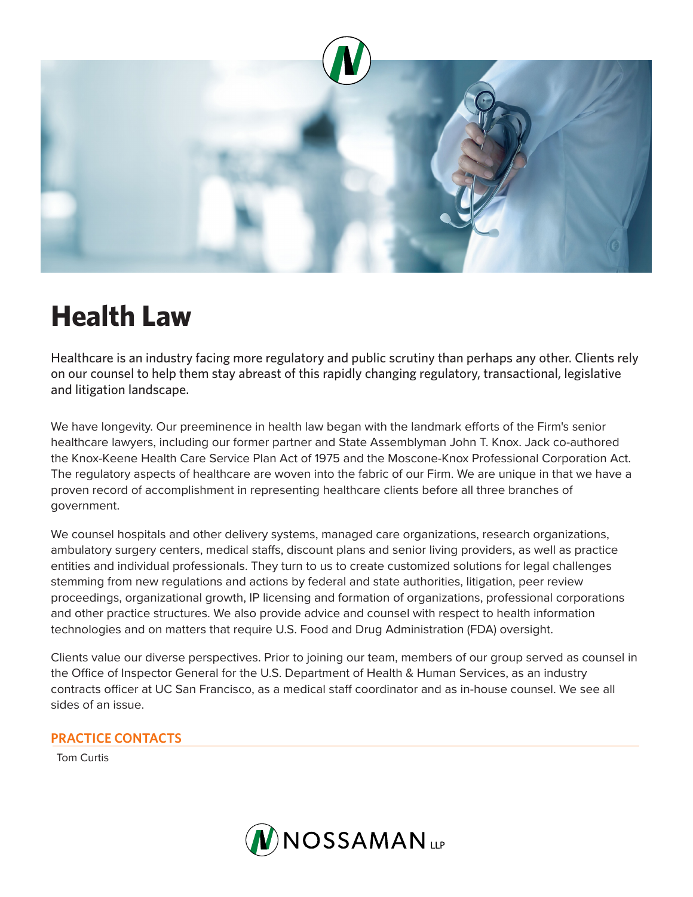# Health Law

Healthcare is an industry facing more regulatory and public scrutiny than perhaps any other. Clients rely on our counsel to help them stay abreast of this rapidly changing regulatory, transactional, legislative and litigation landscape.

We have longevity. Our preeminence in health law began with the landmark efforts of the Firm's senior healthcare lawyers, including our former partner and State Assemblyman John T. Knox. Jack co-authored the Knox-Keene Health Care Service Plan Act of 1975 and the Moscone-Knox Professional Corporation Act. The regulatory aspects of healthcare are woven into the fabric of our Firm. We are unique in that we have a proven record of accomplishment in representing healthcare clients before all three branches of government.

We counsel hospitals and other delivery systems, managed care organizations, research organizations, ambulatory surgery centers, medical staffs, discount plans and senior living providers, as well as practice entities and individual professionals. They turn to us to create customized solutions for legal challenges stemming from new regulations and actions by federal and state authorities, litigation, peer review proceedings, organizational growth, IP licensing and formation of organizations, professional corporations and other practice structures. We also provide advice and counsel with respect to health information technologies and on matters that require U.S. Food and Drug Administration (FDA) oversight.

Clients value our diverse perspectives. Prior to joining our team, members of our group served as counsel in the Office of Inspector General for the U.S. Department of Health & Human Services, as an industry contracts officer at UC San Francisco, as a medical staff coordinator and as in-house counsel. We see all sides of an issue.

## PRACTICE CONTACTS

Tom Curtis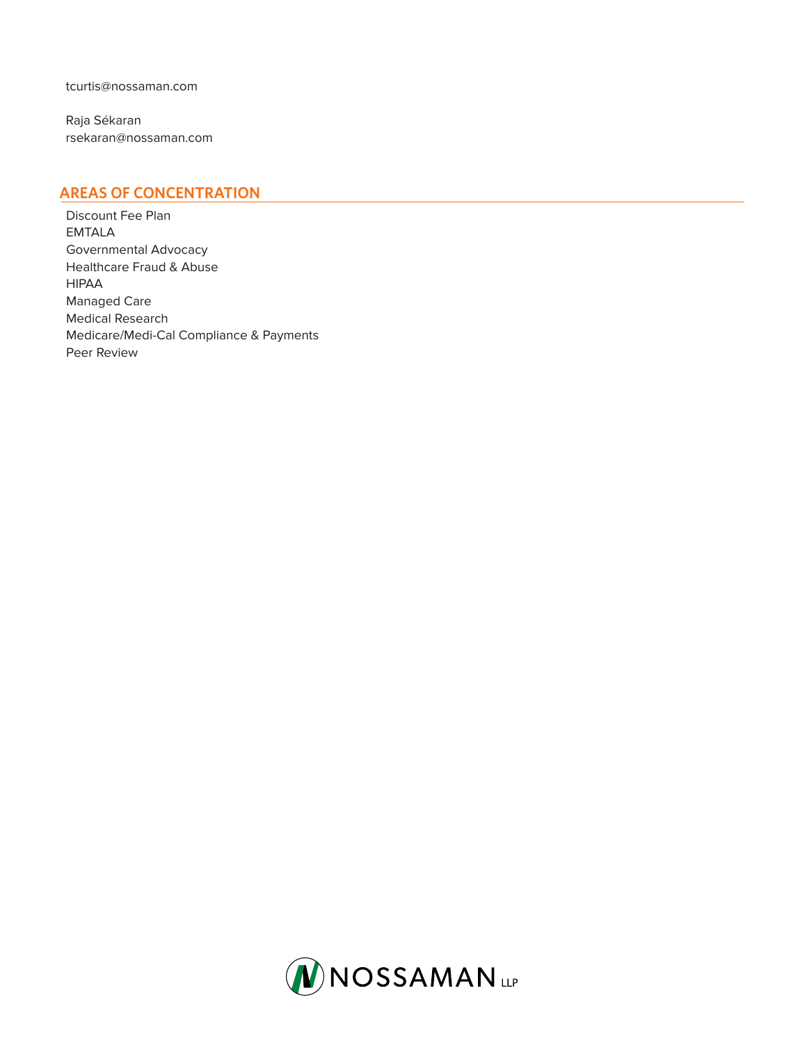tcurtis@nossaman.com

Raja Sékaran
rsekaran@nossaman.com

## AREAS OF CONCENTRATION

Discount Fee Plan
EMTALA
Governmental Advocacy
Healthcare Fraud & Abuse
HIPAA
Managed Care
Medical Research
Medicare/Medi-Cal Compliance & Payments
Peer Review

NOSSAMAN LLP